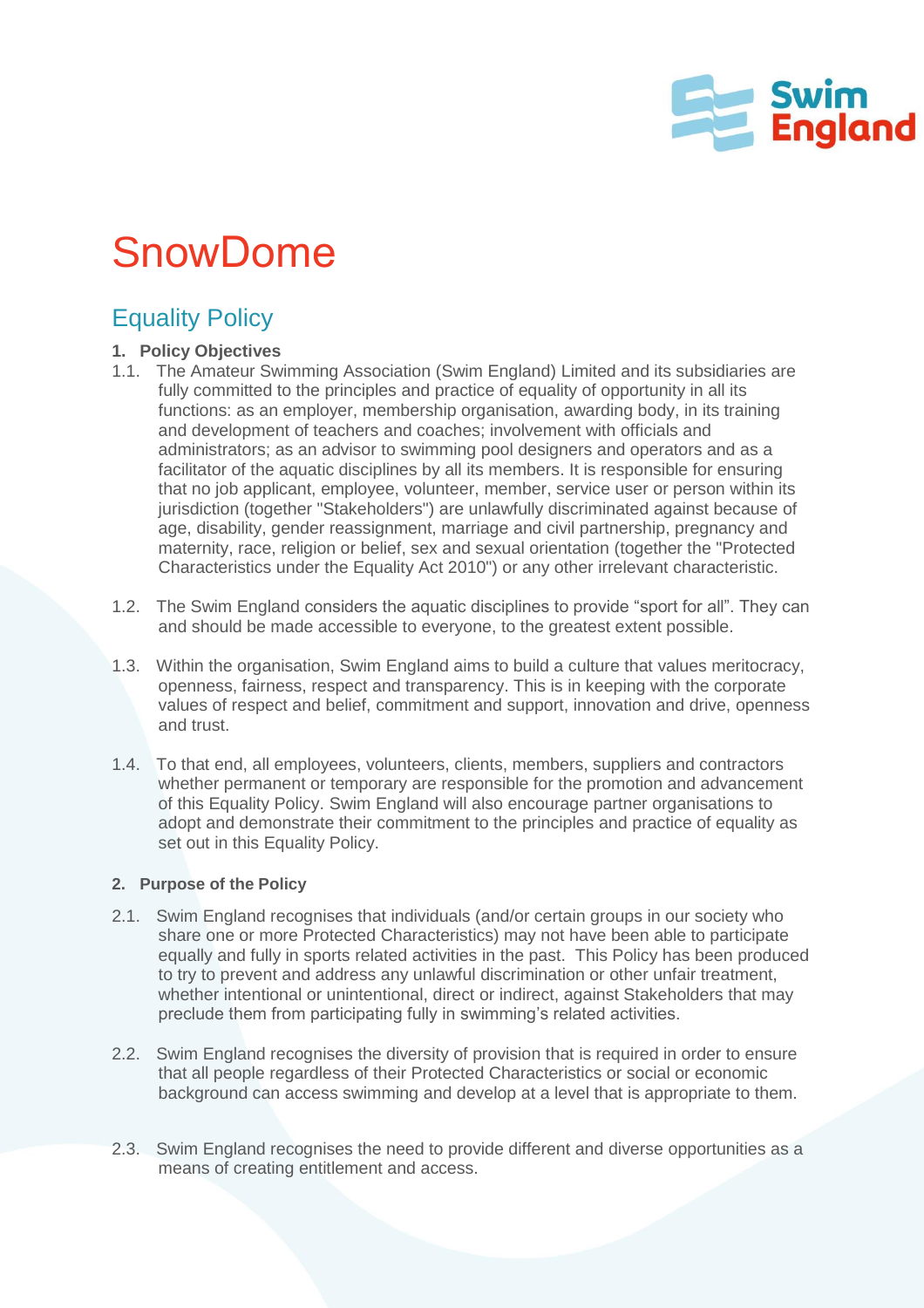# SnowDome

## Equality Policy

**1. Policy Objectives**

1.1. The Amateur Swimming Association (Swim England) Limited and its subsidiaries are fully committed to the principles and practice of equality of opportunity in all its functions: as an employer, membership organisation, awarding body, in its training and development of teachers and coaches; involvement with officials and administrators; as an advisor to swimming pool designers and operators and as a facilitator of the aquatic disciplines by all its members. It is responsible for ensuring that no job applicant, employee, volunteer, member, service user or person within its jurisdiction (together "Stakeholders") are unlawfully discriminated against because of age, disability, gender reassignment, marriage and civil partnership, pregnancy and maternity, race, religion or belief, sex and sexual orientation (together the "Protected Characteristics under the Equality Act 2010") or any other irrelevant characteristic.

1.2. The Swim England considers the aquatic disciplines to provide "sport for all". They can and should be made accessible to everyone, to the greatest extent possible.

1.3. Within the organisation, Swim England aims to build a culture that values meritocracy, openness, fairness, respect and transparency. This is in keeping with the corporate values of respect and belief, commitment and support, innovation and drive, openness and trust.

1.4. To that end, all employees, volunteers, clients, members, suppliers and contractors whether permanent or temporary are responsible for the promotion and advancement of this Equality Policy. Swim England will also encourage partner organisations to adopt and demonstrate their commitment to the principles and practice of equality as set out in this Equality Policy.

**2. Purpose of the Policy**

2.1. Swim England recognises that individuals (and/or certain groups in our society who share one or more Protected Characteristics) may not have been able to participate equally and fully in sports related activities in the past. This Policy has been produced to try to prevent and address any unlawful discrimination or other unfair treatment, whether intentional or unintentional, direct or indirect, against Stakeholders that may preclude them from participating fully in swimming's related activities.

2.2. Swim England recognises the diversity of provision that is required in order to ensure that all people regardless of their Protected Characteristics or social or economic background can access swimming and develop at a level that is appropriate to them.

2.3. Swim England recognises the need to provide different and diverse opportunities as a means of creating entitlement and access.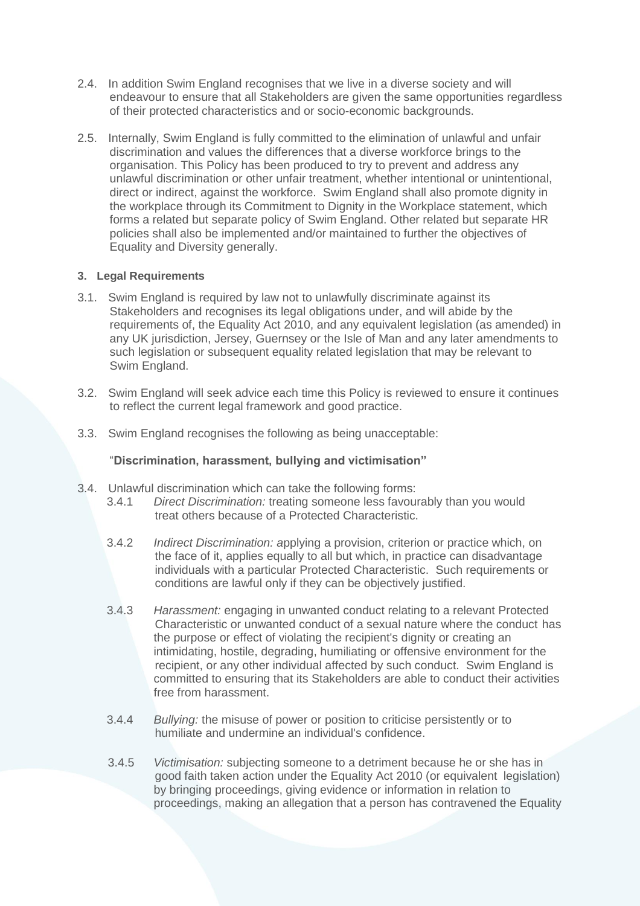2.4. In addition Swim England recognises that we live in a diverse society and will endeavour to ensure that all Stakeholders are given the same opportunities regardless of their protected characteristics and or socio-economic backgrounds.

2.5. Internally, Swim England is fully committed to the elimination of unlawful and unfair discrimination and values the differences that a diverse workforce brings to the organisation. This Policy has been produced to try to prevent and address any unlawful discrimination or other unfair treatment, whether intentional or unintentional, direct or indirect, against the workforce. Swim England shall also promote dignity in the workplace through its Commitment to Dignity in the Workplace statement, which forms a related but separate policy of Swim England. Other related but separate HR policies shall also be implemented and/or maintained to further the objectives of Equality and Diversity generally.

### 3. Legal Requirements

3.1. Swim England is required by law not to unlawfully discriminate against its Stakeholders and recognises its legal obligations under, and will abide by the requirements of, the Equality Act 2010, and any equivalent legislation (as amended) in any UK jurisdiction, Jersey, Guernsey or the Isle of Man and any later amendments to such legislation or subsequent equality related legislation that may be relevant to Swim England.

3.2. Swim England will seek advice each time this Policy is reviewed to ensure it continues to reflect the current legal framework and good practice.

3.3. Swim England recognises the following as being unacceptable:

"**Discrimination, harassment, bullying and victimisation"**

3.4. Unlawful discrimination which can take the following forms:

3.4.1 *Direct Discrimination:* treating someone less favourably than you would treat others because of a Protected Characteristic.

3.4.2 *Indirect Discrimination:* applying a provision, criterion or practice which, on the face of it, applies equally to all but which, in practice can disadvantage individuals with a particular Protected Characteristic. Such requirements or conditions are lawful only if they can be objectively justified.

3.4.3 *Harassment:* engaging in unwanted conduct relating to a relevant Protected Characteristic or unwanted conduct of a sexual nature where the conduct has the purpose or effect of violating the recipient's dignity or creating an intimidating, hostile, degrading, humiliating or offensive environment for the recipient, or any other individual affected by such conduct. Swim England is committed to ensuring that its Stakeholders are able to conduct their activities free from harassment.

3.4.4 *Bullying:* the misuse of power or position to criticise persistently or to humiliate and undermine an individual's confidence.

3.4.5 *Victimisation:* subjecting someone to a detriment because he or she has in good faith taken action under the Equality Act 2010 (or equivalent legislation) by bringing proceedings, giving evidence or information in relation to proceedings, making an allegation that a person has contravened the Equality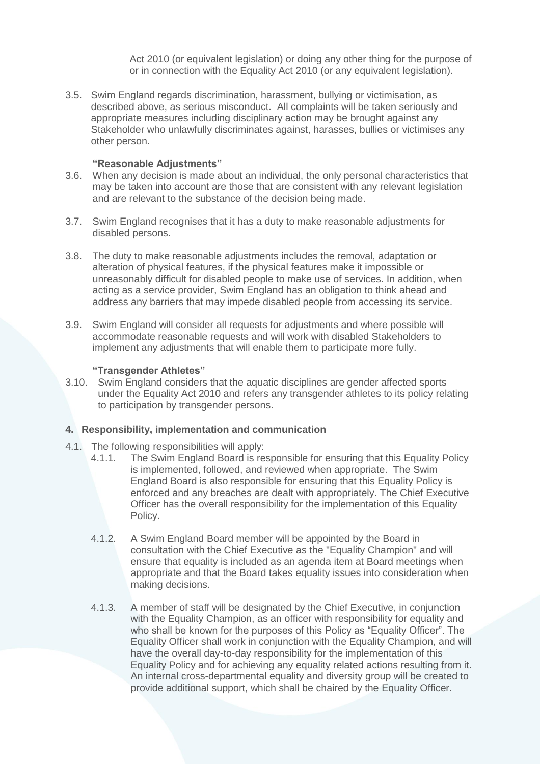Act 2010 (or equivalent legislation) or doing any other thing for the purpose of or in connection with the Equality Act 2010 (or any equivalent legislation).

3.5. Swim England regards discrimination, harassment, bullying or victimisation, as described above, as serious misconduct. All complaints will be taken seriously and appropriate measures including disciplinary action may be brought against any Stakeholder who unlawfully discriminates against, harasses, bullies or victimises any other person.

**"Reasonable Adjustments"**

3.6. When any decision is made about an individual, the only personal characteristics that may be taken into account are those that are consistent with any relevant legislation and are relevant to the substance of the decision being made.

3.7. Swim England recognises that it has a duty to make reasonable adjustments for disabled persons.

3.8. The duty to make reasonable adjustments includes the removal, adaptation or alteration of physical features, if the physical features make it impossible or unreasonably difficult for disabled people to make use of services. In addition, when acting as a service provider, Swim England has an obligation to think ahead and address any barriers that may impede disabled people from accessing its service.

3.9. Swim England will consider all requests for adjustments and where possible will accommodate reasonable requests and will work with disabled Stakeholders to implement any adjustments that will enable them to participate more fully.

**"Transgender Athletes"**

3.10. Swim England considers that the aquatic disciplines are gender affected sports under the Equality Act 2010 and refers any transgender athletes to its policy relating to participation by transgender persons.

## 4. Responsibility, implementation and communication

4.1. The following responsibilities will apply:

4.1.1. The Swim England Board is responsible for ensuring that this Equality Policy is implemented, followed, and reviewed when appropriate. The Swim England Board is also responsible for ensuring that this Equality Policy is enforced and any breaches are dealt with appropriately. The Chief Executive Officer has the overall responsibility for the implementation of this Equality Policy.

4.1.2. A Swim England Board member will be appointed by the Board in consultation with the Chief Executive as the "Equality Champion" and will ensure that equality is included as an agenda item at Board meetings when appropriate and that the Board takes equality issues into consideration when making decisions.

4.1.3. A member of staff will be designated by the Chief Executive, in conjunction with the Equality Champion, as an officer with responsibility for equality and who shall be known for the purposes of this Policy as "Equality Officer". The Equality Officer shall work in conjunction with the Equality Champion, and will have the overall day-to-day responsibility for the implementation of this Equality Policy and for achieving any equality related actions resulting from it. An internal cross-departmental equality and diversity group will be created to provide additional support, which shall be chaired by the Equality Officer.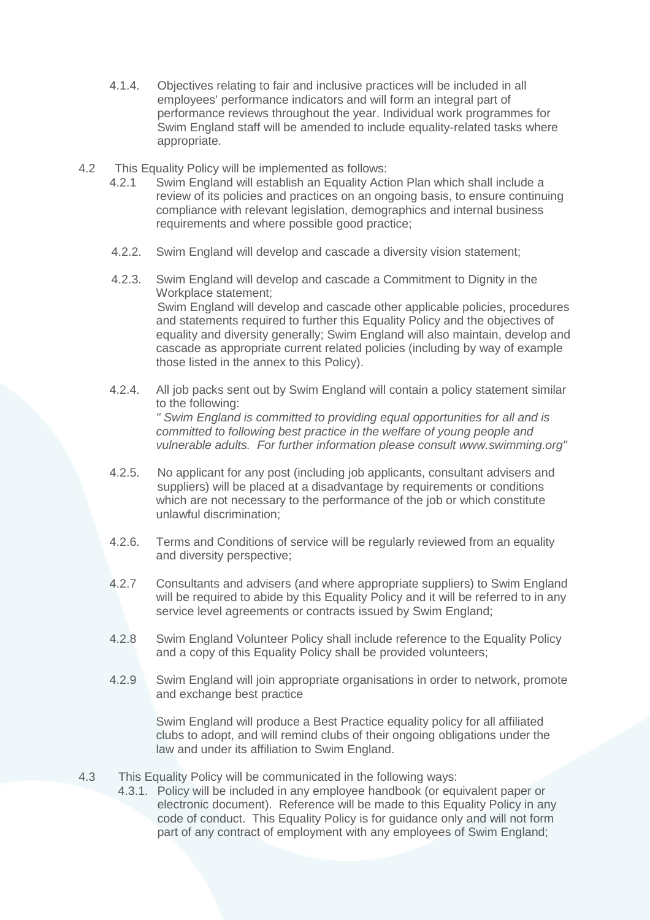4.1.4. Objectives relating to fair and inclusive practices will be included in all employees' performance indicators and will form an integral part of performance reviews throughout the year. Individual work programmes for Swim England staff will be amended to include equality-related tasks where appropriate.

4.2 This Equality Policy will be implemented as follows:

4.2.1 Swim England will establish an Equality Action Plan which shall include a review of its policies and practices on an ongoing basis, to ensure continuing compliance with relevant legislation, demographics and internal business requirements and where possible good practice;

4.2.2. Swim England will develop and cascade a diversity vision statement;

4.2.3. Swim England will develop and cascade a Commitment to Dignity in the Workplace statement;
Swim England will develop and cascade other applicable policies, procedures and statements required to further this Equality Policy and the objectives of equality and diversity generally; Swim England will also maintain, develop and cascade as appropriate current related policies (including by way of example those listed in the annex to this Policy).

4.2.4. All job packs sent out by Swim England will contain a policy statement similar to the following:
*" Swim England is committed to providing equal opportunities for all and is committed to following best practice in the welfare of young people and vulnerable adults. For further information please consult www.swimming.org"*

4.2.5. No applicant for any post (including job applicants, consultant advisers and suppliers) will be placed at a disadvantage by requirements or conditions which are not necessary to the performance of the job or which constitute unlawful discrimination;

4.2.6. Terms and Conditions of service will be regularly reviewed from an equality and diversity perspective;

4.2.7 Consultants and advisers (and where appropriate suppliers) to Swim England will be required to abide by this Equality Policy and it will be referred to in any service level agreements or contracts issued by Swim England;

4.2.8 Swim England Volunteer Policy shall include reference to the Equality Policy and a copy of this Equality Policy shall be provided volunteers;

4.2.9 Swim England will join appropriate organisations in order to network, promote and exchange best practice

Swim England will produce a Best Practice equality policy for all affiliated clubs to adopt, and will remind clubs of their ongoing obligations under the law and under its affiliation to Swim England.

4.3 This Equality Policy will be communicated in the following ways:

4.3.1. Policy will be included in any employee handbook (or equivalent paper or electronic document). Reference will be made to this Equality Policy in any code of conduct. This Equality Policy is for guidance only and will not form part of any contract of employment with any employees of Swim England;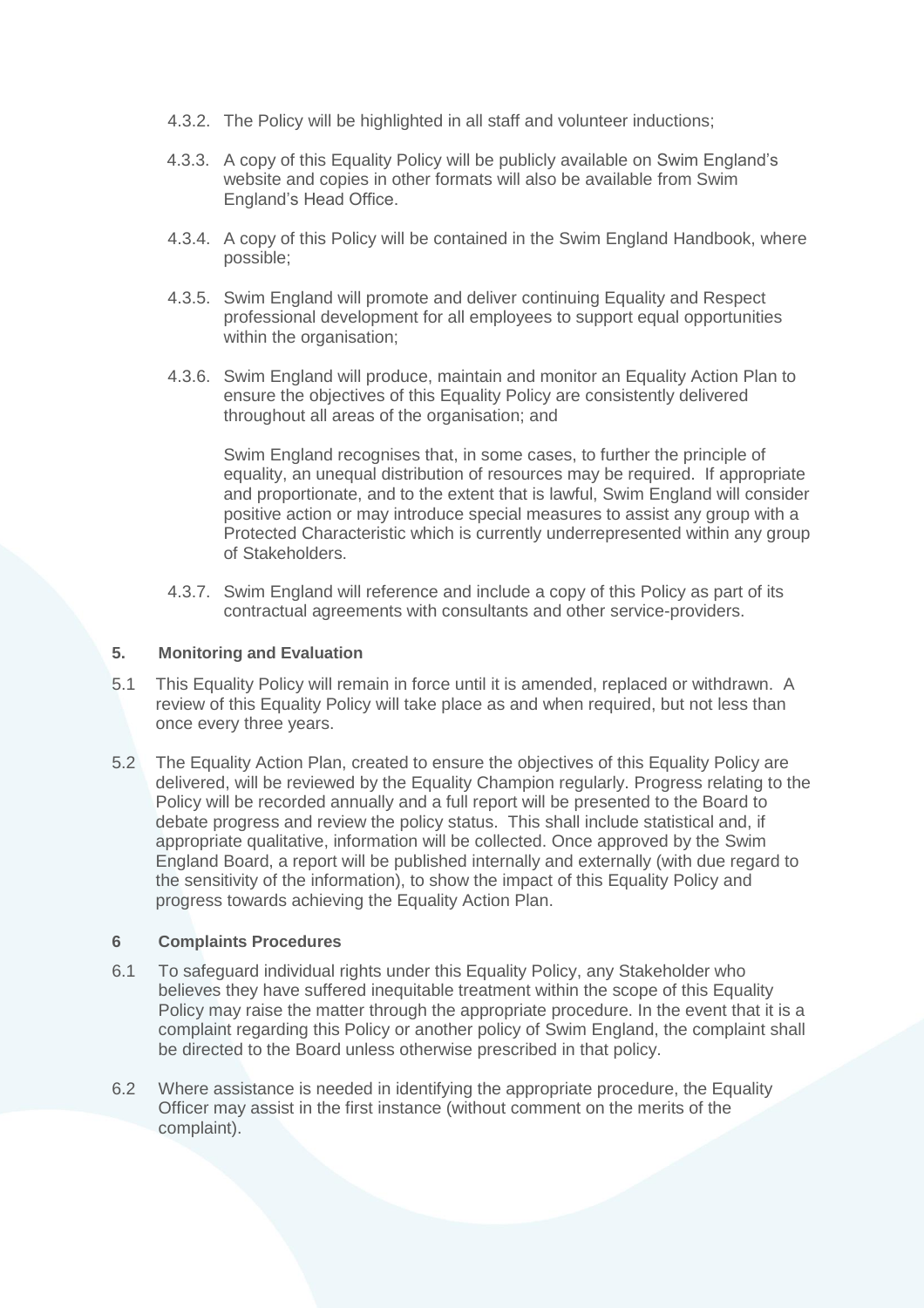4.3.2. The Policy will be highlighted in all staff and volunteer inductions;

4.3.3. A copy of this Equality Policy will be publicly available on Swim England's website and copies in other formats will also be available from Swim England's Head Office.

4.3.4. A copy of this Policy will be contained in the Swim England Handbook, where possible;

4.3.5. Swim England will promote and deliver continuing Equality and Respect professional development for all employees to support equal opportunities within the organisation;

4.3.6. Swim England will produce, maintain and monitor an Equality Action Plan to ensure the objectives of this Equality Policy are consistently delivered throughout all areas of the organisation; and

Swim England recognises that, in some cases, to further the principle of equality, an unequal distribution of resources may be required. If appropriate and proportionate, and to the extent that is lawful, Swim England will consider positive action or may introduce special measures to assist any group with a Protected Characteristic which is currently underrepresented within any group of Stakeholders.

4.3.7. Swim England will reference and include a copy of this Policy as part of its contractual agreements with consultants and other service-providers.

**5. Monitoring and Evaluation**

5.1 This Equality Policy will remain in force until it is amended, replaced or withdrawn. A review of this Equality Policy will take place as and when required, but not less than once every three years.

5.2 The Equality Action Plan, created to ensure the objectives of this Equality Policy are delivered, will be reviewed by the Equality Champion regularly. Progress relating to the Policy will be recorded annually and a full report will be presented to the Board to debate progress and review the policy status. This shall include statistical and, if appropriate qualitative, information will be collected. Once approved by the Swim England Board, a report will be published internally and externally (with due regard to the sensitivity of the information), to show the impact of this Equality Policy and progress towards achieving the Equality Action Plan.

**6 Complaints Procedures**

6.1 To safeguard individual rights under this Equality Policy, any Stakeholder who believes they have suffered inequitable treatment within the scope of this Equality Policy may raise the matter through the appropriate procedure. In the event that it is a complaint regarding this Policy or another policy of Swim England, the complaint shall be directed to the Board unless otherwise prescribed in that policy.

6.2 Where assistance is needed in identifying the appropriate procedure, the Equality Officer may assist in the first instance (without comment on the merits of the complaint).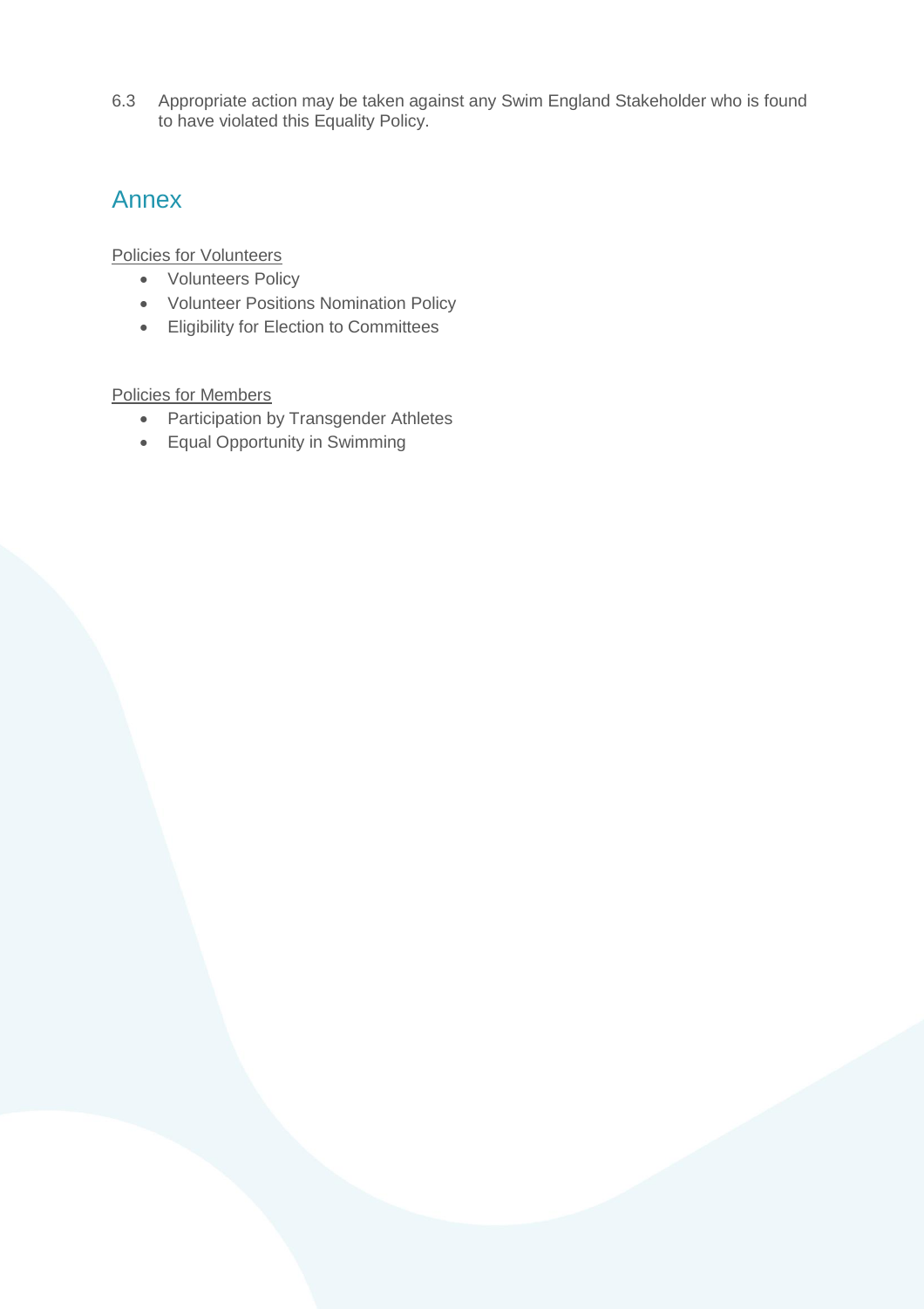6.3 Appropriate action may be taken against any Swim England Stakeholder who is found to have violated this Equality Policy.

## Annex

Policies for Volunteers

- Volunteers Policy
- Volunteer Positions Nomination Policy
- Eligibility for Election to Committees

Policies for Members

- Participation by Transgender Athletes
- Equal Opportunity in Swimming